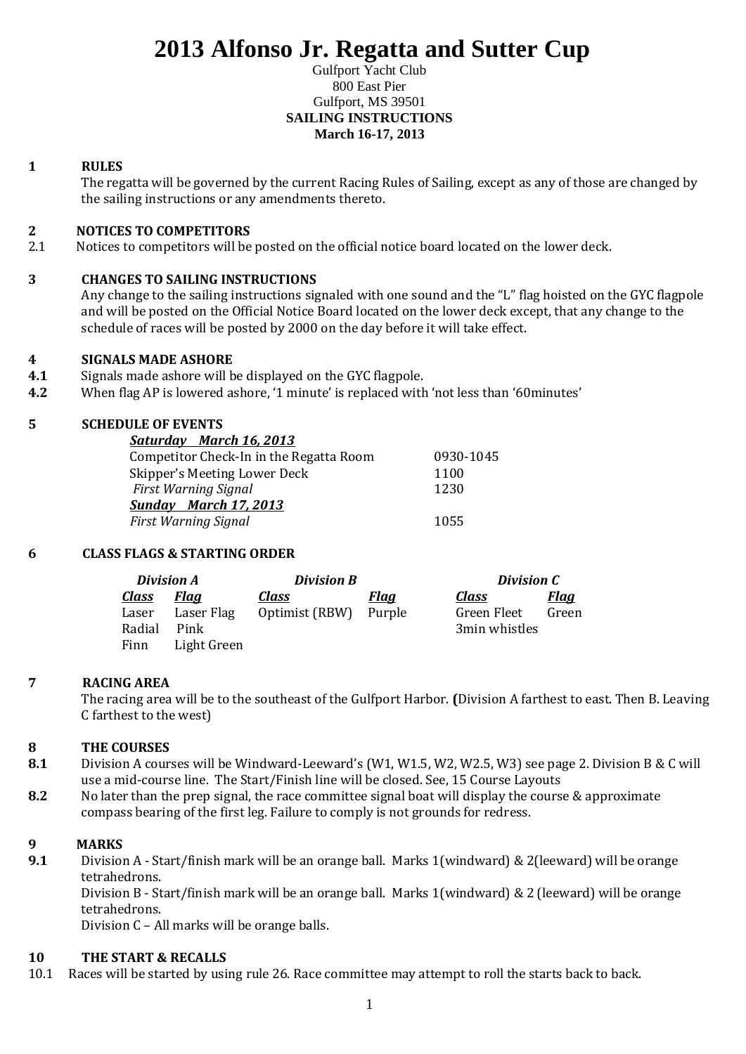# 2013 Alfonso Jr. Regatta and Sutter Cup

Gulfport Yacht Club
800 East Pier
Gulfport, MS 39501
**SAILING INSTRUCTIONS**
**March 16-17, 2013**

## 1 RULES

The regatta will be governed by the current Racing Rules of Sailing, except as any of those are changed by the sailing instructions or any amendments thereto.

## 2 NOTICES TO COMPETITORS

2.1 Notices to competitors will be posted on the official notice board located on the lower deck.

## 3 CHANGES TO SAILING INSTRUCTIONS

Any change to the sailing instructions signaled with one sound and the "L" flag hoisted on the GYC flagpole and will be posted on the Official Notice Board located on the lower deck except, that any change to the schedule of races will be posted by 2000 on the day before it will take effect.

## 4 SIGNALS MADE ASHORE

**4.1** Signals made ashore will be displayed on the GYC flagpole.

**4.2** When flag AP is lowered ashore, '1 minute' is replaced with 'not less than '60minutes'

## 5 SCHEDULE OF EVENTS

| | |
|---|---|
| ***Saturday March 16, 2013*** | |
| Competitor Check-In in the Regatta Room | 0930-1045 |
| Skipper's Meeting Lower Deck | 1100 |
| *First Warning Signal* | 1230 |
| ***Sunday March 17, 2013*** | |
| *First Warning Signal* | 1055 |

## 6 CLASS FLAGS & STARTING ORDER

| *Division A* | | *Division B* | | *Division C* | |
|---|---|---|---|---|---|
| ***Class*** | ***Flag*** | ***Class*** | ***Flag*** | ***Class*** | ***Flag*** |
| Laser | Laser Flag | Optimist (RBW) | Purple | Green Fleet | Green |
| Radial | Pink | | | 3min whistles | |
| Finn | Light Green | | | | |

## 7 RACING AREA

The racing area will be to the southeast of the Gulfport Harbor. **(**Division A farthest to east. Then B. Leaving C farthest to the west)

## 8 THE COURSES

**8.1** Division A courses will be Windward-Leeward's (W1, W1.5, W2, W2.5, W3) see page 2. Division B & C will use a mid-course line. The Start/Finish line will be closed. See, 15 Course Layouts

**8.2** No later than the prep signal, the race committee signal boat will display the course & approximate compass bearing of the first leg. Failure to comply is not grounds for redress.

## 9 MARKS

**9.1** Division A - Start/finish mark will be an orange ball. Marks 1(windward) & 2(leeward) will be orange tetrahedrons.

Division B - Start/finish mark will be an orange ball. Marks 1(windward) & 2 (leeward) will be orange tetrahedrons.

Division C – All marks will be orange balls.

## 10 THE START & RECALLS

10.1 Races will be started by using rule 26. Race committee may attempt to roll the starts back to back.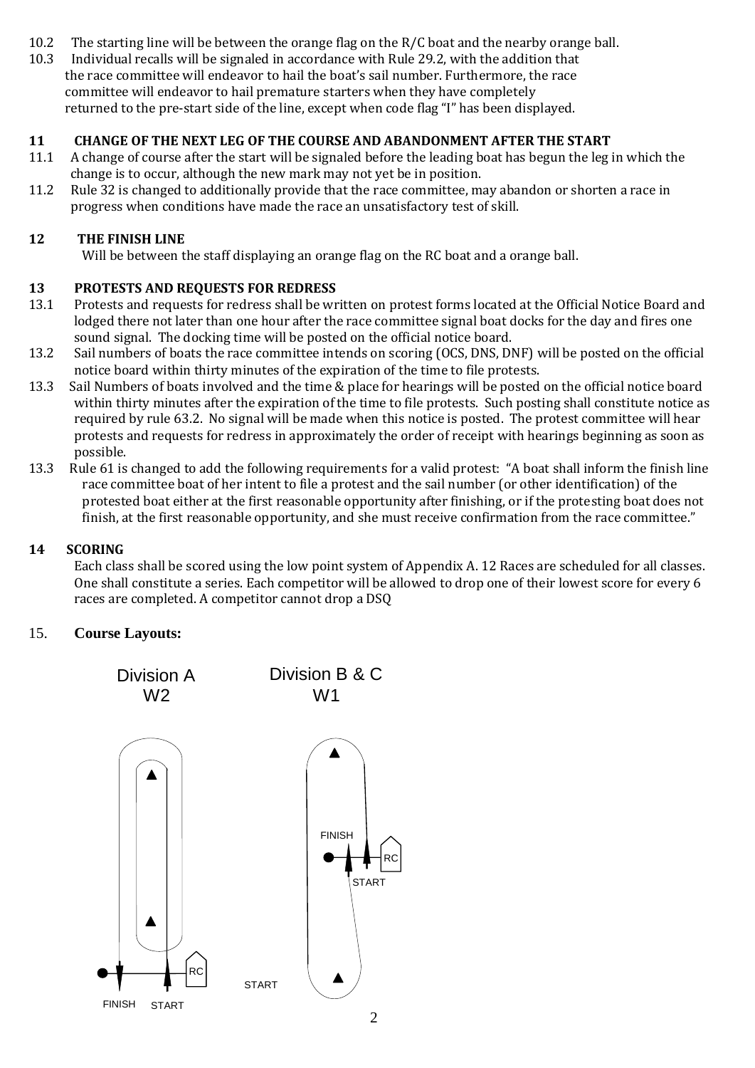10.2 The starting line will be between the orange flag on the R/C boat and the nearby orange ball.

10.3 Individual recalls will be signaled in accordance with Rule 29.2, with the addition that the race committee will endeavor to hail the boat's sail number. Furthermore, the race committee will endeavor to hail premature starters when they have completely returned to the pre-start side of the line, except when code flag "I" has been displayed.

## 11 CHANGE OF THE NEXT LEG OF THE COURSE AND ABANDONMENT AFTER THE START

11.1 A change of course after the start will be signaled before the leading boat has begun the leg in which the change is to occur, although the new mark may not yet be in position.

11.2 Rule 32 is changed to additionally provide that the race committee, may abandon or shorten a race in progress when conditions have made the race an unsatisfactory test of skill.

## 12 THE FINISH LINE

Will be between the staff displaying an orange flag on the RC boat and a orange ball.

## 13 PROTESTS AND REQUESTS FOR REDRESS

13.1 Protests and requests for redress shall be written on protest forms located at the Official Notice Board and lodged there not later than one hour after the race committee signal boat docks for the day and fires one sound signal. The docking time will be posted on the official notice board.

13.2 Sail numbers of boats the race committee intends on scoring (OCS, DNS, DNF) will be posted on the official notice board within thirty minutes of the expiration of the time to file protests.

13.3 Sail Numbers of boats involved and the time & place for hearings will be posted on the official notice board within thirty minutes after the expiration of the time to file protests. Such posting shall constitute notice as required by rule 63.2. No signal will be made when this notice is posted. The protest committee will hear protests and requests for redress in approximately the order of receipt with hearings beginning as soon as possible.

13.3 Rule 61 is changed to add the following requirements for a valid protest: "A boat shall inform the finish line race committee boat of her intent to file a protest and the sail number (or other identification) of the protested boat either at the first reasonable opportunity after finishing, or if the protesting boat does not finish, at the first reasonable opportunity, and she must receive confirmation from the race committee."

## 14 SCORING

Each class shall be scored using the low point system of Appendix A. 12 Races are scheduled for all classes. One shall constitute a series. Each competitor will be allowed to drop one of their lowest score for every 6 races are completed. A competitor cannot drop a DSQ

## 15. Course Layouts:

Division A
W2

RC
FINISH START

Division B & C
W1

FINISH
RC
START

START